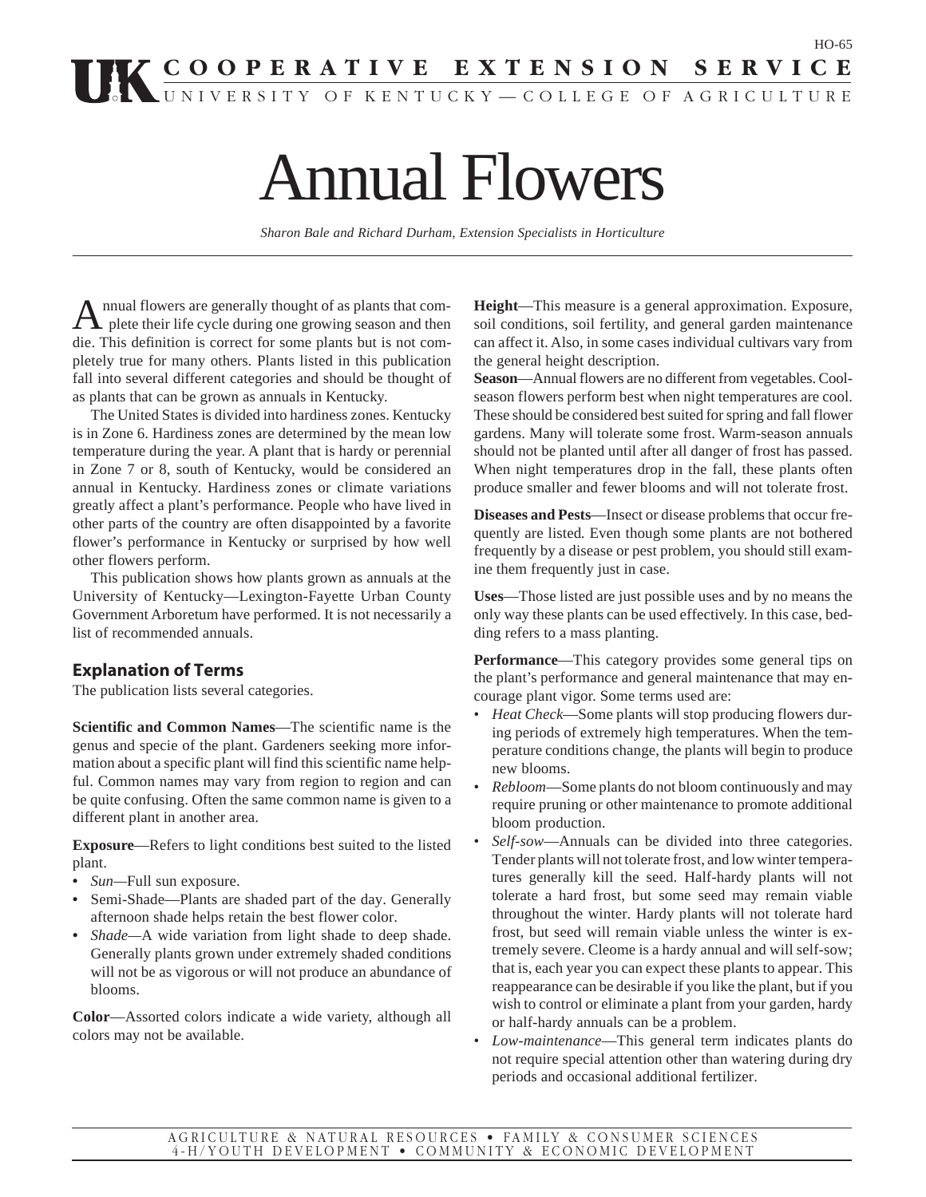# Annual Flowers

*Sharon Bale and Richard Durham, Extension Specialists in Horticulture*

Annual flowers are generally thought of as plants that complete their life cycle during one growing season and then die. This definition is correct for some plants but is not completely true for many others. Plants listed in this publication fall into several different categories and should be thought of as plants that can be grown as annuals in Kentucky.

The United States is divided into hardiness zones. Kentucky is in Zone 6. Hardiness zones are determined by the mean low temperature during the year. A plant that is hardy or perennial in Zone 7 or 8, south of Kentucky, would be considered an annual in Kentucky. Hardiness zones or climate variations greatly affect a plant's performance. People who have lived in other parts of the country are often disappointed by a favorite flower's performance in Kentucky or surprised by how well other flowers perform.

This publication shows how plants grown as annuals at the University of Kentucky—Lexington-Fayette Urban County Government Arboretum have performed. It is not necessarily a list of recommended annuals.

## Explanation of Terms

The publication lists several categories.

**Scientific and Common Names**—The scientific name is the genus and specie of the plant. Gardeners seeking more information about a specific plant will find this scientific name helpful. Common names may vary from region to region and can be quite confusing. Often the same common name is given to a different plant in another area.

**Exposure**—Refers to light conditions best suited to the listed plant.

- *Sun*—Full sun exposure.
- Semi-Shade—Plants are shaded part of the day. Generally afternoon shade helps retain the best flower color.
- *Shade*—A wide variation from light shade to deep shade. Generally plants grown under extremely shaded conditions will not be as vigorous or will not produce an abundance of blooms.

**Color**—Assorted colors indicate a wide variety, although all colors may not be available.

**Height**—This measure is a general approximation. Exposure, soil conditions, soil fertility, and general garden maintenance can affect it. Also, in some cases individual cultivars vary from the general height description.

**Season**—Annual flowers are no different from vegetables. Cool-season flowers perform best when night temperatures are cool. These should be considered best suited for spring and fall flower gardens. Many will tolerate some frost. Warm-season annuals should not be planted until after all danger of frost has passed. When night temperatures drop in the fall, these plants often produce smaller and fewer blooms and will not tolerate frost.

**Diseases and Pests**—Insect or disease problems that occur frequently are listed. Even though some plants are not bothered frequently by a disease or pest problem, you should still examine them frequently just in case.

**Uses**—Those listed are just possible uses and by no means the only way these plants can be used effectively. In this case, bedding refers to a mass planting.

**Performance**—This category provides some general tips on the plant's performance and general maintenance that may encourage plant vigor. Some terms used are:

- *Heat Check*—Some plants will stop producing flowers during periods of extremely high temperatures. When the temperature conditions change, the plants will begin to produce new blooms.
- *Rebloom*—Some plants do not bloom continuously and may require pruning or other maintenance to promote additional bloom production.
- *Self-sow*—Annuals can be divided into three categories. Tender plants will not tolerate frost, and low winter temperatures generally kill the seed. Half-hardy plants will not tolerate a hard frost, but some seed may remain viable throughout the winter. Hardy plants will not tolerate hard frost, but seed will remain viable unless the winter is extremely severe. Cleome is a hardy annual and will self-sow; that is, each year you can expect these plants to appear. This reappearance can be desirable if you like the plant, but if you wish to control or eliminate a plant from your garden, hardy or half-hardy annuals can be a problem.
- *Low-maintenance*—This general term indicates plants do not require special attention other than watering during dry periods and occasional additional fertilizer.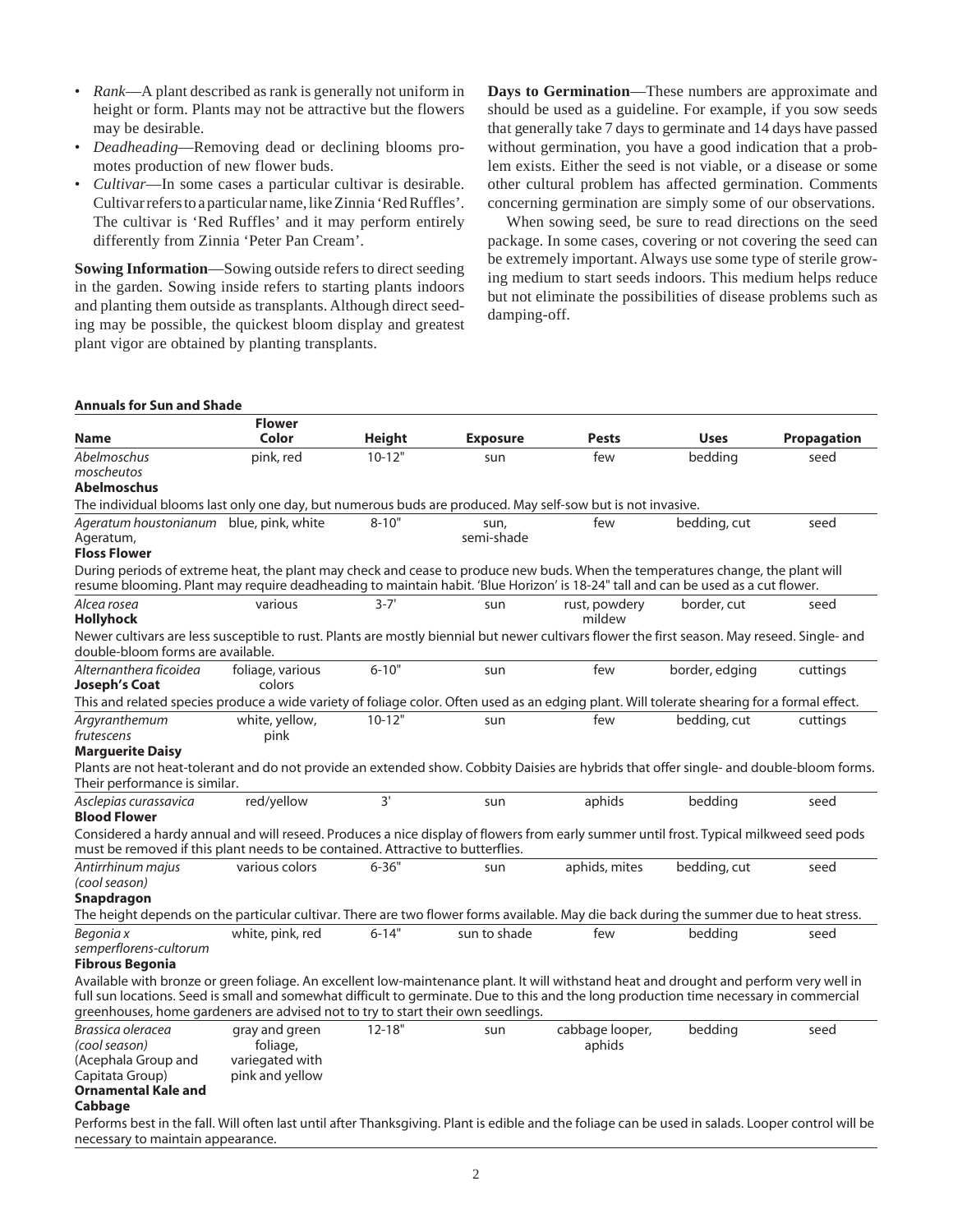- *Rank*—A plant described as rank is generally not uniform in height or form. Plants may not be attractive but the flowers may be desirable.
- *Deadheading*—Removing dead or declining blooms promotes production of new flower buds.
- *Cultivar*—In some cases a particular cultivar is desirable. Cultivar refers to a particular name, like Zinnia 'Red Ruffles'. The cultivar is 'Red Ruffles' and it may perform entirely differently from Zinnia 'Peter Pan Cream'.

**Sowing Information**—Sowing outside refers to direct seeding in the garden. Sowing inside refers to starting plants indoors and planting them outside as transplants. Although direct seeding may be possible, the quickest bloom display and greatest plant vigor are obtained by planting transplants.

**Days to Germination**—These numbers are approximate and should be used as a guideline. For example, if you sow seeds that generally take 7 days to germinate and 14 days have passed without germination, you have a good indication that a problem exists. Either the seed is not viable, or a disease or some other cultural problem has affected germination. Comments concerning germination are simply some of our observations.

When sowing seed, be sure to read directions on the seed package. In some cases, covering or not covering the seed can be extremely important. Always use some type of sterile growing medium to start seeds indoors. This medium helps reduce but not eliminate the possibilities of disease problems such as damping-off.

**Annuals for Sun and Shade**

| Name | Flower Color | Height | Exposure | Pests | Uses | Propagation |
|---|---|---|---|---|---|---|
| *Abelmoschus moscheutos* **Abelmoschus** | pink, red | 10-12" | sun | few | bedding | seed |
| The individual blooms last only one day, but numerous buds are produced. May self-sow but is not invasive. | | | | | | |
| *Ageratum houstonianum* Ageratum, **Floss Flower** | blue, pink, white | 8-10" | sun, semi-shade | few | bedding, cut | seed |
| During periods of extreme heat, the plant may check and cease to produce new buds. When the temperatures change, the plant will resume blooming. Plant may require deadheading to maintain habit. 'Blue Horizon' is 18-24" tall and can be used as a cut flower. | | | | | | |
| *Alcea rosea* **Hollyhock** | various | 3-7' | sun | rust, powdery mildew | border, cut | seed |
| Newer cultivars are less susceptible to rust. Plants are mostly biennial but newer cultivars flower the first season. May reseed. Single- and double-bloom forms are available. | | | | | | |
| *Alternanthera ficoidea* **Joseph's Coat** | foliage, various colors | 6-10" | sun | few | border, edging | cuttings |
| This and related species produce a wide variety of foliage color. Often used as an edging plant. Will tolerate shearing for a formal effect. | | | | | | |
| *Argyranthemum frutescens* **Marguerite Daisy** | white, yellow, pink | 10-12" | sun | few | bedding, cut | cuttings |
| Plants are not heat-tolerant and do not provide an extended show. Cobbity Daisies are hybrids that offer single- and double-bloom forms. Their performance is similar. | | | | | | |
| *Asclepias curassavica* **Blood Flower** | red/yellow | 3' | sun | aphids | bedding | seed |
| Considered a hardy annual and will reseed. Produces a nice display of flowers from early summer until frost. Typical milkweed seed pods must be removed if this plant needs to be contained. Attractive to butterflies. | | | | | | |
| *Antirrhinum majus (cool season)* **Snapdragon** | various colors | 6-36" | sun | aphids, mites | bedding, cut | seed |
| The height depends on the particular cultivar. There are two flower forms available. May die back during the summer due to heat stress. | | | | | | |
| *Begonia x semperflorens-cultorum* **Fibrous Begonia** | white, pink, red | 6-14" | sun to shade | few | bedding | seed |
| Available with bronze or green foliage. An excellent low-maintenance plant. It will withstand heat and drought and perform very well in full sun locations. Seed is small and somewhat difficult to germinate. Due to this and the long production time necessary in commercial greenhouses, home gardeners are advised not to try to start their own seedlings. | | | | | | |
| *Brassica oleracea (cool season)* (Acephala Group and Capitata Group) **Ornamental Kale and Cabbage** | gray and green foliage, variegated with pink and yellow | 12-18" | sun | cabbage looper, aphids | bedding | seed |
| Performs best in the fall. Will often last until after Thanksgiving. Plant is edible and the foliage can be used in salads. Looper control will be necessary to maintain appearance. | | | | | | |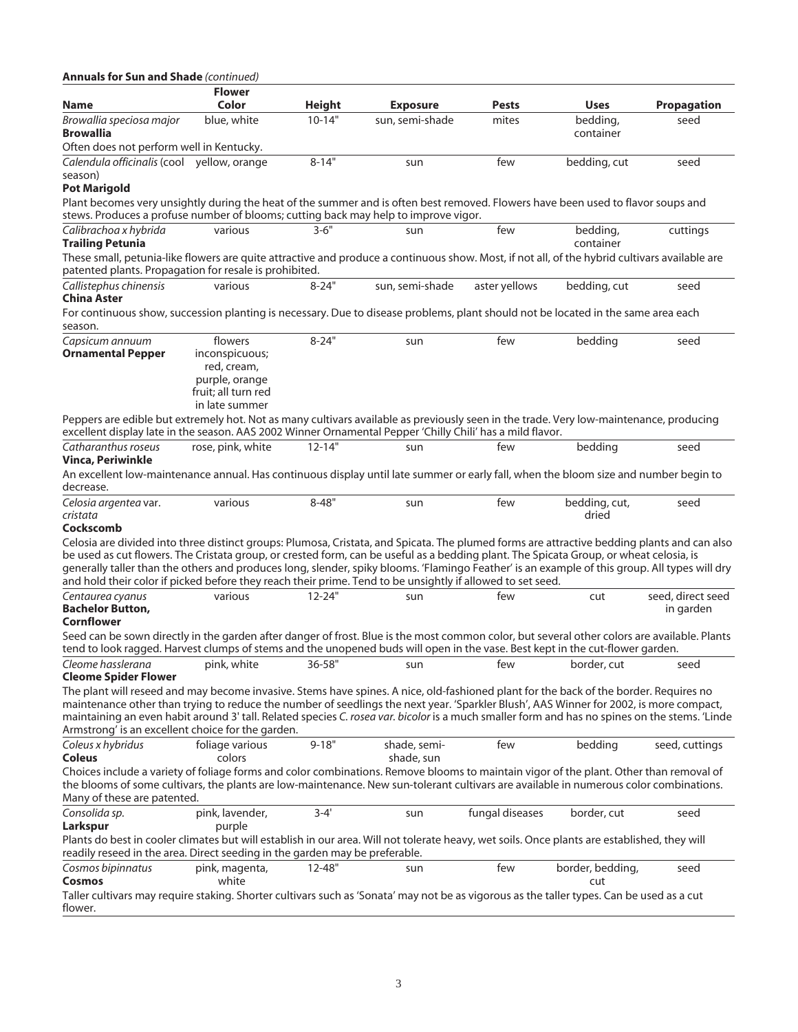**Annuals for Sun and Shade** *(continued)*

| Name | Flower Color | Height | Exposure | Pests | Uses | Propagation |
|---|---|---|---|---|---|---|
| *Browallia speciosa major* **Browallia** | blue, white | 10-14" | sun, semi-shade | mites | bedding, container | seed |
| Often does not perform well in Kentucky. | | | | | | |
| *Calendula officinalis* (cool season) **Pot Marigold** | yellow, orange | 8-14" | sun | few | bedding, cut | seed |
| Plant becomes very unsightly during the heat of the summer and is often best removed. Flowers have been used to flavor soups and stews. Produces a profuse number of blooms; cutting back may help to improve vigor. | | | | | | |
| *Calibrachoa x hybrida* **Trailing Petunia** | various | 3-6" | sun | few | bedding, container | cuttings |
| These small, petunia-like flowers are quite attractive and produce a continuous show. Most, if not all, of the hybrid cultivars available are patented plants. Propagation for resale is prohibited. | | | | | | |
| *Callistephus chinensis* **China Aster** | various | 8-24" | sun, semi-shade | aster yellows | bedding, cut | seed |
| For continuous show, succession planting is necessary. Due to disease problems, plant should not be located in the same area each season. | | | | | | |
| *Capsicum annuum* **Ornamental Pepper** | flowers inconspicuous; red, cream, purple, orange fruit; all turn red in late summer | 8-24" | sun | few | bedding | seed |
| Peppers are edible but extremely hot. Not as many cultivars available as previously seen in the trade. Very low-maintenance, producing excellent display late in the season. AAS 2002 Winner Ornamental Pepper 'Chilly Chili' has a mild flavor. | | | | | | |
| *Catharanthus roseus* **Vinca, Periwinkle** | rose, pink, white | 12-14" | sun | few | bedding | seed |
| An excellent low-maintenance annual. Has continuous display until late summer or early fall, when the bloom size and number begin to decrease. | | | | | | |
| *Celosia argentea* var. *cristata* **Cockscomb** | various | 8-48" | sun | few | bedding, cut, dried | seed |
| Celosia are divided into three distinct groups: Plumosa, Cristata, and Spicata. The plumed forms are attractive bedding plants and can also be used as cut flowers. The Cristata group, or crested form, can be useful as a bedding plant. The Spicata Group, or wheat celosia, is generally taller than the others and produces long, slender, spiky blooms. 'Flamingo Feather' is an example of this group. All types will dry and hold their color if picked before they reach their prime. Tend to be unsightly if allowed to set seed. | | | | | | |
| *Centaurea cyanus* **Bachelor Button, Cornflower** | various | 12-24" | sun | few | cut | seed, direct seed in garden |
| Seed can be sown directly in the garden after danger of frost. Blue is the most common color, but several other colors are available. Plants tend to look ragged. Harvest clumps of stems and the unopened buds will open in the vase. Best kept in the cut-flower garden. | | | | | | |
| *Cleome hasslerana* **Cleome Spider Flower** | pink, white | 36-58" | sun | few | border, cut | seed |
| The plant will reseed and may become invasive. Stems have spines. A nice, old-fashioned plant for the back of the border. Requires no maintenance other than trying to reduce the number of seedlings the next year. 'Sparkler Blush', AAS Winner for 2002, is more compact, maintaining an even habit around 3' tall. Related species *C. rosea var. bicolor* is a much smaller form and has no spines on the stems. 'Linde Armstrong' is an excellent choice for the garden. | | | | | | |
| *Coleus x hybridus* **Coleus** | foliage various colors | 9-18" | shade, semi-shade, sun | few | bedding | seed, cuttings |
| Choices include a variety of foliage forms and color combinations. Remove blooms to maintain vigor of the plant. Other than removal of the blooms of some cultivars, the plants are low-maintenance. New sun-tolerant cultivars are available in numerous color combinations. Many of these are patented. | | | | | | |
| *Consolida sp.* **Larkspur** | pink, lavender, purple | 3-4' | sun | fungal diseases | border, cut | seed |
| Plants do best in cooler climates but will establish in our area. Will not tolerate heavy, wet soils. Once plants are established, they will readily reseed in the area. Direct seeding in the garden may be preferable. | | | | | | |
| *Cosmos bipinnatus* **Cosmos** | pink, magenta, white | 12-48" | sun | few | border, bedding, cut | seed |
| Taller cultivars may require staking. Shorter cultivars such as 'Sonata' may not be as vigorous as the taller types. Can be used as a cut flower. | | | | | | |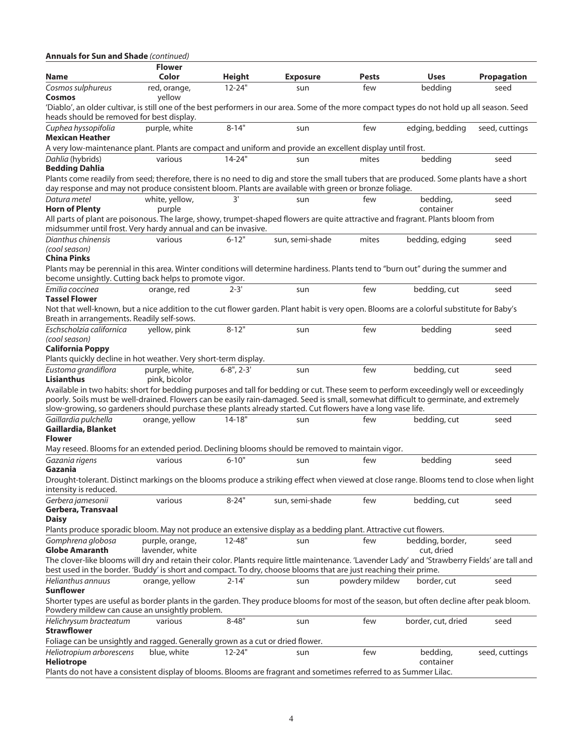**Annuals for Sun and Shade** *(continued)*

| Name | Flower Color | Height | Exposure | Pests | Uses | Propagation |
|---|---|---|---|---|---|---|
| *Cosmos sulphureus* **Cosmos** | red, orange, yellow | 12-24" | sun | few | bedding | seed |
| 'Diablo', an older cultivar, is still one of the best performers in our area. Some of the more compact types do not hold up all season. Seed heads should be removed for best display. | | | | | | |
| *Cuphea hyssopifolia* **Mexican Heather** | purple, white | 8-14" | sun | few | edging, bedding | seed, cuttings |
| A very low-maintenance plant. Plants are compact and uniform and provide an excellent display until frost. | | | | | | |
| *Dahlia* (hybrids) **Bedding Dahlia** | various | 14-24" | sun | mites | bedding | seed |
| Plants come readily from seed; therefore, there is no need to dig and store the small tubers that are produced. Some plants have a short day response and may not produce consistent bloom. Plants are available with green or bronze foliage. | | | | | | |
| *Datura metel* **Horn of Plenty** | white, yellow, purple | 3' | sun | few | bedding, container | seed |
| All parts of plant are poisonous. The large, showy, trumpet-shaped flowers are quite attractive and fragrant. Plants bloom from midsummer until frost. Very hardy annual and can be invasive. | | | | | | |
| *Dianthus chinensis* *(cool season)* **China Pinks** | various | 6-12" | sun, semi-shade | mites | bedding, edging | seed |
| Plants may be perennial in this area. Winter conditions will determine hardiness. Plants tend to "burn out" during the summer and become unsightly. Cutting back helps to promote vigor. | | | | | | |
| *Emilia coccinea* **Tassel Flower** | orange, red | 2-3' | sun | few | bedding, cut | seed |
| Not that well-known, but a nice addition to the cut flower garden. Plant habit is very open. Blooms are a colorful substitute for Baby's Breath in arrangements. Readily self-sows. | | | | | | |
| *Eschscholzia californica* *(cool season)* **California Poppy** | yellow, pink | 8-12" | sun | few | bedding | seed |
| Plants quickly decline in hot weather. Very short-term display. | | | | | | |
| *Eustoma grandiflora* **Lisianthus** | purple, white, pink, bicolor | 6-8", 2-3' | sun | few | bedding, cut | seed |
| Available in two habits: short for bedding purposes and tall for bedding or cut. These seem to perform exceedingly well or exceedingly poorly. Soils must be well-drained. Flowers can be easily rain-damaged. Seed is small, somewhat difficult to germinate, and extremely slow-growing, so gardeners should purchase these plants already started. Cut flowers have a long vase life. | | | | | | |
| *Gaillardia pulchella* **Gaillardia, Blanket Flower** | orange, yellow | 14-18" | sun | few | bedding, cut | seed |
| May reseed. Blooms for an extended period. Declining blooms should be removed to maintain vigor. | | | | | | |
| *Gazania rigens* **Gazania** | various | 6-10" | sun | few | bedding | seed |
| Drought-tolerant. Distinct markings on the blooms produce a striking effect when viewed at close range. Blooms tend to close when light intensity is reduced. | | | | | | |
| *Gerbera jamesonii* **Gerbera, Transvaal Daisy** | various | 8-24" | sun, semi-shade | few | bedding, cut | seed |
| Plants produce sporadic bloom. May not produce an extensive display as a bedding plant. Attractive cut flowers. | | | | | | |
| *Gomphrena globosa* **Globe Amaranth** | purple, orange, lavender, white | 12-48" | sun | few | bedding, border, cut, dried | seed |
| The clover-like blooms will dry and retain their color. Plants require little maintenance. 'Lavender Lady' and 'Strawberry Fields' are tall and best used in the border. 'Buddy' is short and compact. To dry, choose blooms that are just reaching their prime. | | | | | | |
| *Helianthus annuus* **Sunflower** | orange, yellow | 2-14' | sun | powdery mildew | border, cut | seed |
| Shorter types are useful as border plants in the garden. They produce blooms for most of the season, but often decline after peak bloom. Powdery mildew can cause an unsightly problem. | | | | | | |
| *Helichrysum bracteatum* **Strawflower** | various | 8-48" | sun | few | border, cut, dried | seed |
| Foliage can be unsightly and ragged. Generally grown as a cut or dried flower. | | | | | | |
| *Heliotropium arborescens* **Heliotrope** | blue, white | 12-24" | sun | few | bedding, container | seed, cuttings |
| Plants do not have a consistent display of blooms. Blooms are fragrant and sometimes referred to as Summer Lilac. | | | | | | |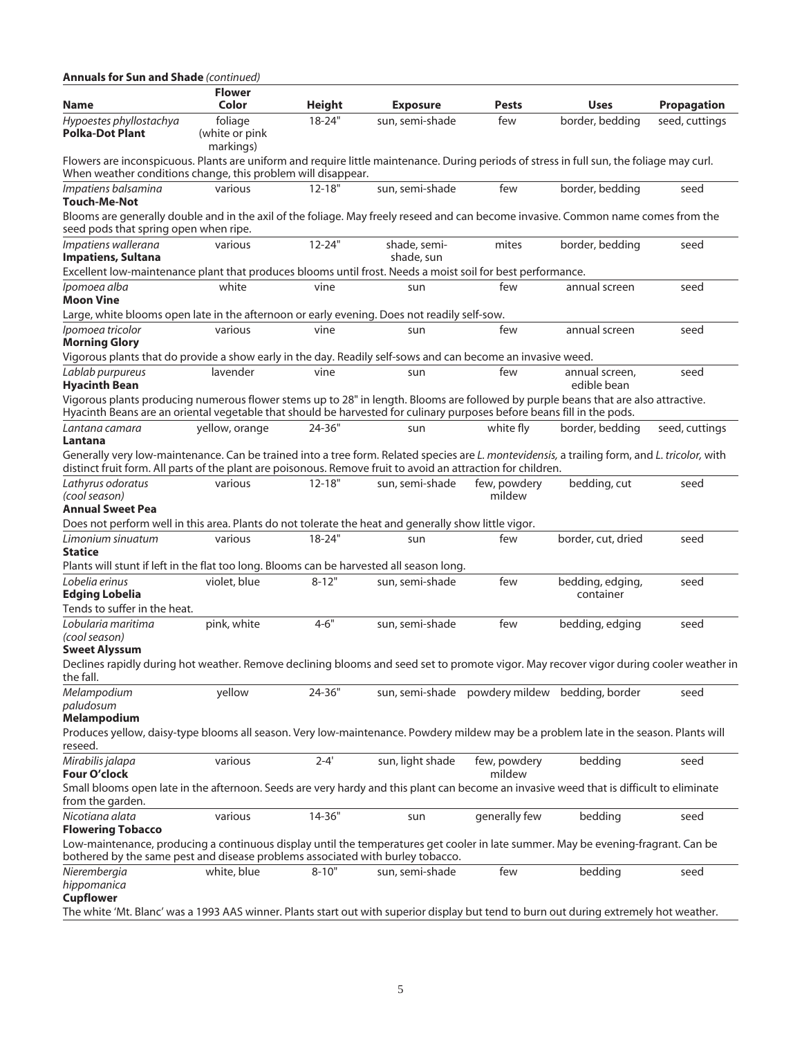**Annuals for Sun and Shade** *(continued)*

| Name | Flower Color | Height | Exposure | Pests | Uses | Propagation |
|---|---|---|---|---|---|---|
| *Hypoestes phyllostachya* **Polka-Dot Plant** | foliage (white or pink markings) | 18-24" | sun, semi-shade | few | border, bedding | seed, cuttings |
| Flowers are inconspicuous. Plants are uniform and require little maintenance. During periods of stress in full sun, the foliage may curl. When weather conditions change, this problem will disappear. | | | | | | |
| *Impatiens balsamina* **Touch-Me-Not** | various | 12-18" | sun, semi-shade | few | border, bedding | seed |
| Blooms are generally double and in the axil of the foliage. May freely reseed and can become invasive. Common name comes from the seed pods that spring open when ripe. | | | | | | |
| *Impatiens wallerana* **Impatiens, Sultana** | various | 12-24" | shade, semi-shade, sun | mites | border, bedding | seed |
| Excellent low-maintenance plant that produces blooms until frost. Needs a moist soil for best performance. | | | | | | |
| *Ipomoea alba* **Moon Vine** | white | vine | sun | few | annual screen | seed |
| Large, white blooms open late in the afternoon or early evening. Does not readily self-sow. | | | | | | |
| *Ipomoea tricolor* **Morning Glory** | various | vine | sun | few | annual screen | seed |
| Vigorous plants that do provide a show early in the day. Readily self-sows and can become an invasive weed. | | | | | | |
| *Lablab purpureus* **Hyacinth Bean** | lavender | vine | sun | few | annual screen, edible bean | seed |
| Vigorous plants producing numerous flower stems up to 28" in length. Blooms are followed by purple beans that are also attractive. Hyacinth Beans are an oriental vegetable that should be harvested for culinary purposes before beans fill in the pods. | | | | | | |
| *Lantana camara* **Lantana** | yellow, orange | 24-36" | sun | white fly | border, bedding | seed, cuttings |
| Generally very low-maintenance. Can be trained into a tree form. Related species are *L. montevidensis,* a trailing form, and *L. tricolor,* with distinct fruit form. All parts of the plant are poisonous. Remove fruit to avoid an attraction for children. | | | | | | |
| *Lathyrus odoratus (cool season)* **Annual Sweet Pea** | various | 12-18" | sun, semi-shade | few, powdery mildew | bedding, cut | seed |
| Does not perform well in this area. Plants do not tolerate the heat and generally show little vigor. | | | | | | |
| *Limonium sinuatum* **Statice** | various | 18-24" | sun | few | border, cut, dried | seed |
| Plants will stunt if left in the flat too long. Blooms can be harvested all season long. | | | | | | |
| *Lobelia erinus* **Edging Lobelia** | violet, blue | 8-12" | sun, semi-shade | few | bedding, edging, container | seed |
| Tends to suffer in the heat. | | | | | | |
| *Lobularia maritima (cool season)* **Sweet Alyssum** | pink, white | 4-6" | sun, semi-shade | few | bedding, edging | seed |
| Declines rapidly during hot weather. Remove declining blooms and seed set to promote vigor. May recover vigor during cooler weather in the fall. | | | | | | |
| *Melampodium paludosum* **Melampodium** | yellow | 24-36" | sun, semi-shade | powdery mildew | bedding, border | seed |
| Produces yellow, daisy-type blooms all season. Very low-maintenance. Powdery mildew may be a problem late in the season. Plants will reseed. | | | | | | |
| *Mirabilis jalapa* **Four O'clock** | various | 2-4' | sun, light shade | few, powdery mildew | bedding | seed |
| Small blooms open late in the afternoon. Seeds are very hardy and this plant can become an invasive weed that is difficult to eliminate from the garden. | | | | | | |
| *Nicotiana alata* **Flowering Tobacco** | various | 14-36" | sun | generally few | bedding | seed |
| Low-maintenance, producing a continuous display until the temperatures get cooler in late summer. May be evening-fragrant. Can be bothered by the same pest and disease problems associated with burley tobacco. | | | | | | |
| *Nierembergia hippomanica* **Cupflower** | white, blue | 8-10" | sun, semi-shade | few | bedding | seed |
| The white 'Mt. Blanc' was a 1993 AAS winner. Plants start out with superior display but tend to burn out during extremely hot weather. | | | | | | |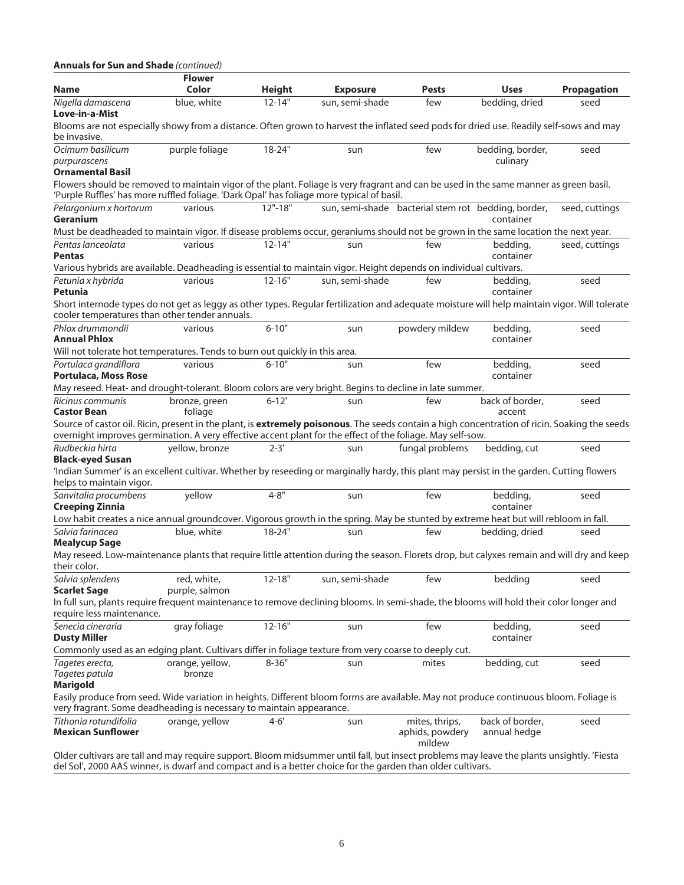**Annuals for Sun and Shade** *(continued)*

| Name | Flower Color | Height | Exposure | Pests | Uses | Propagation |
|---|---|---|---|---|---|---|
| *Nigella damascena* **Love-in-a-Mist** | blue, white | 12-14" | sun, semi-shade | few | bedding, dried | seed |
| Blooms are not especially showy from a distance. Often grown to harvest the inflated seed pods for dried use. Readily self-sows and may be invasive. | | | | | | |
| *Ocimum basilicum purpurascens* **Ornamental Basil** | purple foliage | 18-24" | sun | few | bedding, border, culinary | seed |
| Flowers should be removed to maintain vigor of the plant. Foliage is very fragrant and can be used in the same manner as green basil. 'Purple Ruffles' has more ruffled foliage. 'Dark Opal' has foliage more typical of basil. | | | | | | |
| *Pelargonium x hortorum* **Geranium** | various | 12"-18" | sun, semi-shade | bacterial stem rot | bedding, border, container | seed, cuttings |
| Must be deadheaded to maintain vigor. If disease problems occur, geraniums should not be grown in the same location the next year. | | | | | | |
| *Pentas lanceolata* **Pentas** | various | 12-14" | sun | few | bedding, container | seed, cuttings |
| Various hybrids are available. Deadheading is essential to maintain vigor. Height depends on individual cultivars. | | | | | | |
| *Petunia x hybrida* **Petunia** | various | 12-16" | sun, semi-shade | few | bedding, container | seed |
| Short internode types do not get as leggy as other types. Regular fertilization and adequate moisture will help maintain vigor. Will tolerate cooler temperatures than other tender annuals. | | | | | | |
| *Phlox drummondii* **Annual Phlox** | various | 6-10" | sun | powdery mildew | bedding, container | seed |
| Will not tolerate hot temperatures. Tends to burn out quickly in this area. | | | | | | |
| *Portulaca grandiflora* **Portulaca, Moss Rose** | various | 6-10" | sun | few | bedding, container | seed |
| May reseed. Heat- and drought-tolerant. Bloom colors are very bright. Begins to decline in late summer. | | | | | | |
| *Ricinus communis* **Castor Bean** | bronze, green foliage | 6-12' | sun | few | back of border, accent | seed |
| Source of castor oil. Ricin, present in the plant, is **extremely poisonous**. The seeds contain a high concentration of ricin. Soaking the seeds overnight improves germination. A very effective accent plant for the effect of the foliage. May self-sow. | | | | | | |
| *Rudbeckia hirta* **Black-eyed Susan** | yellow, bronze | 2-3' | sun | fungal problems | bedding, cut | seed |
| 'Indian Summer' is an excellent cultivar. Whether by reseeding or marginally hardy, this plant may persist in the garden. Cutting flowers helps to maintain vigor. | | | | | | |
| *Sanvitalia procumbens* **Creeping Zinnia** | yellow | 4-8" | sun | few | bedding, container | seed |
| Low habit creates a nice annual groundcover. Vigorous growth in the spring. May be stunted by extreme heat but will rebloom in fall. | | | | | | |
| *Salvia farinacea* **Mealycup Sage** | blue, white | 18-24" | sun | few | bedding, dried | seed |
| May reseed. Low-maintenance plants that require little attention during the season. Florets drop, but calyxes remain and will dry and keep their color. | | | | | | |
| *Salvia splendens* **Scarlet Sage** | red, white, purple, salmon | 12-18" | sun, semi-shade | few | bedding | seed |
| In full sun, plants require frequent maintenance to remove declining blooms. In semi-shade, the blooms will hold their color longer and require less maintenance. | | | | | | |
| *Senecia cineraria* **Dusty Miller** | gray foliage | 12-16" | sun | few | bedding, container | seed |
| Commonly used as an edging plant. Cultivars differ in foliage texture from very coarse to deeply cut. | | | | | | |
| *Tagetes erecta, Tagetes patula* **Marigold** | orange, yellow, bronze | 8-36" | sun | mites | bedding, cut | seed |
| Easily produce from seed. Wide variation in heights. Different bloom forms are available. May not produce continuous bloom. Foliage is very fragrant. Some deadheading is necessary to maintain appearance. | | | | | | |
| *Tithonia rotundifolia* **Mexican Sunflower** | orange, yellow | 4-6' | sun | mites, thrips, aphids, powdery mildew | back of border, annual hedge | seed |
| Older cultivars are tall and may require support. Bloom midsummer until fall, but insect problems may leave the plants unsightly. 'Fiesta del Sol', 2000 AAS winner, is dwarf and compact and is a better choice for the garden than older cultivars. | | | | | | |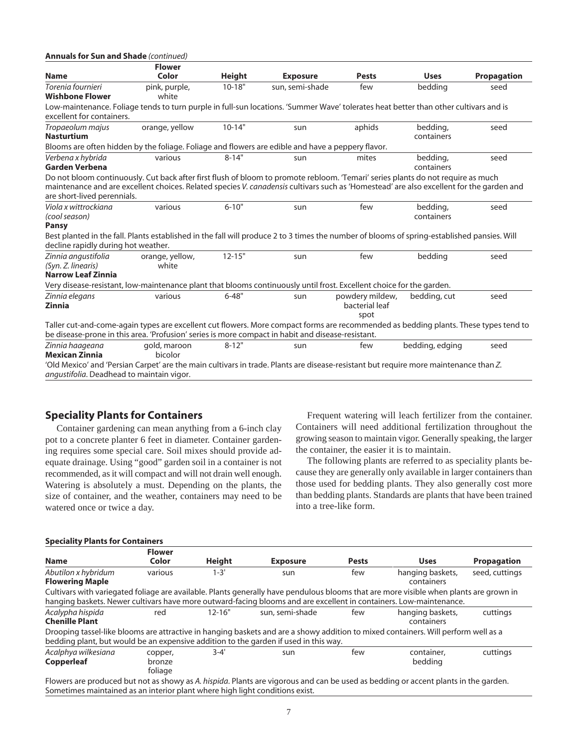**Annuals for Sun and Shade** *(continued)*

| Name | Flower Color | Height | Exposure | Pests | Uses | Propagation |
|---|---|---|---|---|---|---|
| *Torenia fournieri* **Wishbone Flower** | pink, purple, white | 10-18" | sun, semi-shade | few | bedding | seed |
| Low-maintenance. Foliage tends to turn purple in full-sun locations. 'Summer Wave' tolerates heat better than other cultivars and is excellent for containers. | | | | | | |
| *Tropaeolum majus* **Nasturtium** | orange, yellow | 10-14" | sun | aphids | bedding, containers | seed |
| Blooms are often hidden by the foliage. Foliage and flowers are edible and have a peppery flavor. | | | | | | |
| *Verbena x hybrida* **Garden Verbena** | various | 8-14" | sun | mites | bedding, containers | seed |
| Do not bloom continuously. Cut back after first flush of bloom to promote rebloom. 'Temari' series plants do not require as much maintenance and are excellent choices. Related species *V. canadensis* cultivars such as 'Homestead' are also excellent for the garden and are short-lived perennials. | | | | | | |
| *Viola x wittrockiana (cool season)* **Pansy** | various | 6-10" | sun | few | bedding, containers | seed |
| Best planted in the fall. Plants established in the fall will produce 2 to 3 times the number of blooms of spring-established pansies. Will decline rapidly during hot weather. | | | | | | |
| *Zinnia angustifolia (Syn. Z. linearis)* **Narrow Leaf Zinnia** | orange, yellow, white | 12-15" | sun | few | bedding | seed |
| Very disease-resistant, low-maintenance plant that blooms continuously until frost. Excellent choice for the garden. | | | | | | |
| *Zinnia elegans* **Zinnia** | various | 6-48" | sun | powdery mildew, bacterial leaf spot | bedding, cut | seed |
| Taller cut-and-come-again types are excellent cut flowers. More compact forms are recommended as bedding plants. These types tend to be disease-prone in this area. 'Profusion' series is more compact in habit and disease-resistant. | | | | | | |
| *Zinnia haageana* **Mexican Zinnia** | gold, maroon bicolor | 8-12" | sun | few | bedding, edging | seed |
| 'Old Mexico' and 'Persian Carpet' are the main cultivars in trade. Plants are disease-resistant but require more maintenance than *Z. angustifolia*. Deadhead to maintain vigor. | | | | | | |

## Speciality Plants for Containers

Container gardening can mean anything from a 6-inch clay pot to a concrete planter 6 feet in diameter. Container gardening requires some special care. Soil mixes should provide adequate drainage. Using "good" garden soil in a container is not recommended, as it will compact and will not drain well enough. Watering is absolutely a must. Depending on the plants, the size of container, and the weather, containers may need to be watered once or twice a day.

Frequent watering will leach fertilizer from the container. Containers will need additional fertilization throughout the growing season to maintain vigor. Generally speaking, the larger the container, the easier it is to maintain.

The following plants are referred to as speciality plants because they are generally only available in larger containers than those used for bedding plants. They also generally cost more than bedding plants. Standards are plants that have been trained into a tree-like form.

**Speciality Plants for Containers**

| Name | Flower Color | Height | Exposure | Pests | Uses | Propagation |
|---|---|---|---|---|---|---|
| *Abutilon x hybridum* **Flowering Maple** | various | 1-3' | sun | few | hanging baskets, containers | seed, cuttings |
| Cultivars with variegated foliage are available. Plants generally have pendulous blooms that are more visible when plants are grown in hanging baskets. Newer cultivars have more outward-facing blooms and are excellent in containers. Low-maintenance. | | | | | | |
| *Acalypha hispida* **Chenille Plant** | red | 12-16" | sun, semi-shade | few | hanging baskets, containers | cuttings |
| Drooping tassel-like blooms are attractive in hanging baskets and are a showy addition to mixed containers. Will perform well as a bedding plant, but would be an expensive addition to the garden if used in this way. | | | | | | |
| *Acalphya wilkesiana* **Copperleaf** | copper, bronze foliage | 3-4' | sun | few | container, bedding | cuttings |
| Flowers are produced but not as showy as *A. hispida*. Plants are vigorous and can be used as bedding or accent plants in the garden. Sometimes maintained as an interior plant where high light conditions exist. | | | | | | |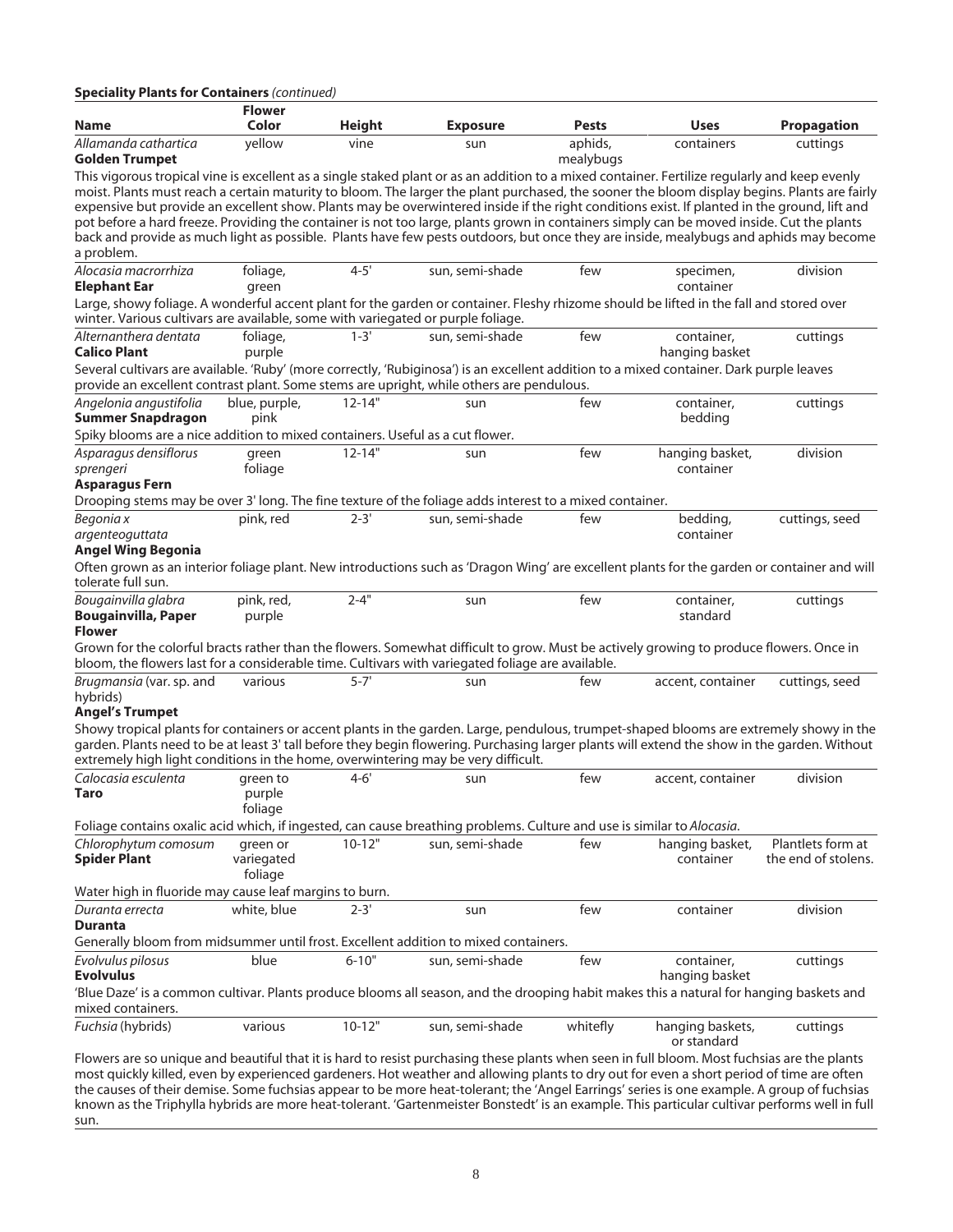**Speciality Plants for Containers** *(continued)*

| Name | Flower Color | Height | Exposure | Pests | Uses | Propagation |
|---|---|---|---|---|---|---|
| *Allamanda cathartica* **Golden Trumpet** | yellow | vine | sun | aphids, mealybugs | containers | cuttings |
| This vigorous tropical vine is excellent as a single staked plant or as an addition to a mixed container. Fertilize regularly and keep evenly moist. Plants must reach a certain maturity to bloom. The larger the plant purchased, the sooner the bloom display begins. Plants are fairly expensive but provide an excellent show. Plants may be overwintered inside if the right conditions exist. If planted in the ground, lift and pot before a hard freeze. Providing the container is not too large, plants grown in containers simply can be moved inside. Cut the plants back and provide as much light as possible. Plants have few pests outdoors, but once they are inside, mealybugs and aphids may become a problem. | | | | | | |
| *Alocasia macrorrhiza* **Elephant Ear** | foliage, green | 4-5' | sun, semi-shade | few | specimen, container | division |
| Large, showy foliage. A wonderful accent plant for the garden or container. Fleshy rhizome should be lifted in the fall and stored over winter. Various cultivars are available, some with variegated or purple foliage. | | | | | | |
| *Alternanthera dentata* **Calico Plant** | foliage, purple | 1-3' | sun, semi-shade | few | container, hanging basket | cuttings |
| Several cultivars are available. 'Ruby' (more correctly, 'Rubiginosa') is an excellent addition to a mixed container. Dark purple leaves provide an excellent contrast plant. Some stems are upright, while others are pendulous. | | | | | | |
| *Angelonia angustifolia* **Summer Snapdragon** | blue, purple, pink | 12-14" | sun | few | container, bedding | cuttings |
| Spiky blooms are a nice addition to mixed containers. Useful as a cut flower. | | | | | | |
| *Asparagus densiflorus sprengeri* **Asparagus Fern** | green foliage | 12-14" | sun | few | hanging basket, container | division |
| Drooping stems may be over 3' long. The fine texture of the foliage adds interest to a mixed container. | | | | | | |
| *Begonia x argenteoguttata* **Angel Wing Begonia** | pink, red | 2-3' | sun, semi-shade | few | bedding, container | cuttings, seed |
| Often grown as an interior foliage plant. New introductions such as 'Dragon Wing' are excellent plants for the garden or container and will tolerate full sun. | | | | | | |
| *Bougainvilla glabra* **Bougainvilla, Paper Flower** | pink, red, purple | 2-4" | sun | few | container, standard | cuttings |
| Grown for the colorful bracts rather than the flowers. Somewhat difficult to grow. Must be actively growing to produce flowers. Once in bloom, the flowers last for a considerable time. Cultivars with variegated foliage are available. | | | | | | |
| *Brugmansia* (var. sp. and hybrids) **Angel's Trumpet** | various | 5-7' | sun | few | accent, container | cuttings, seed |
| Showy tropical plants for containers or accent plants in the garden. Large, pendulous, trumpet-shaped blooms are extremely showy in the garden. Plants need to be at least 3' tall before they begin flowering. Purchasing larger plants will extend the show in the garden. Without extremely high light conditions in the home, overwintering may be very difficult. | | | | | | |
| *Calocasia esculenta* **Taro** | green to purple foliage | 4-6' | sun | few | accent, container | division |
| Foliage contains oxalic acid which, if ingested, can cause breathing problems. Culture and use is similar to *Alocasia*. | | | | | | |
| *Chlorophytum comosum* **Spider Plant** | green or variegated foliage | 10-12" | sun, semi-shade | few | hanging basket, container | Plantlets form at the end of stolens. |
| Water high in fluoride may cause leaf margins to burn. | | | | | | |
| *Duranta errecta* **Duranta** | white, blue | 2-3' | sun | few | container | division |
| Generally bloom from midsummer until frost. Excellent addition to mixed containers. | | | | | | |
| *Evolvulus pilosus* **Evolvulus** | blue | 6-10" | sun, semi-shade | few | container, hanging basket | cuttings |
| 'Blue Daze' is a common cultivar. Plants produce blooms all season, and the drooping habit makes this a natural for hanging baskets and mixed containers. | | | | | | |
| *Fuchsia* (hybrids) | various | 10-12" | sun, semi-shade | whitefly | hanging baskets, or standard | cuttings |
| Flowers are so unique and beautiful that it is hard to resist purchasing these plants when seen in full bloom. Most fuchsias are the plants most quickly killed, even by experienced gardeners. Hot weather and allowing plants to dry out for even a short period of time are often the causes of their demise. Some fuchsias appear to be more heat-tolerant; the 'Angel Earrings' series is one example. A group of fuchsias known as the Triphylla hybrids are more heat-tolerant. 'Gartenmeister Bonstedt' is an example. This particular cultivar performs well in full sun. | | | | | | |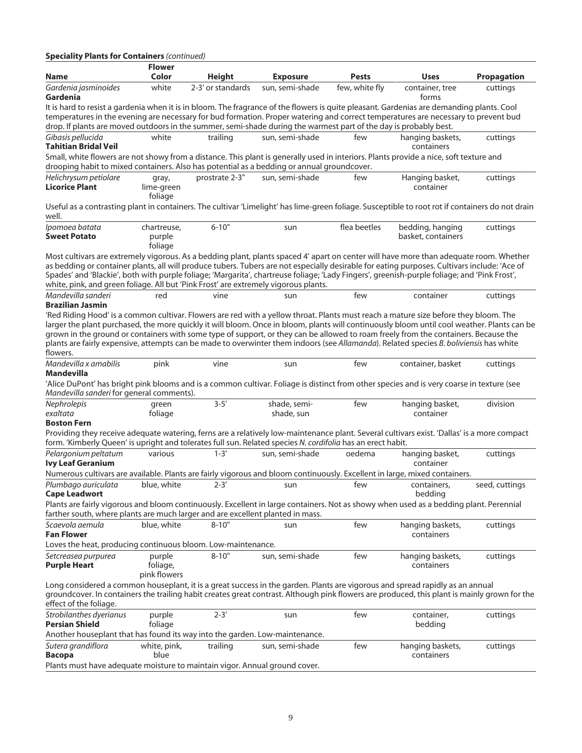**Speciality Plants for Containers** *(continued)*

| Name | Flower Color | Height | Exposure | Pests | Uses | Propagation |
|---|---|---|---|---|---|---|
| *Gardenia jasminoides* **Gardenia** | white | 2-3' or standards | sun, semi-shade | few, white fly | container, tree forms | cuttings |
| It is hard to resist a gardenia when it is in bloom. The fragrance of the flowers is quite pleasant. Gardenias are demanding plants. Cool temperatures in the evening are necessary for bud formation. Proper watering and correct temperatures are necessary to prevent bud drop. If plants are moved outdoors in the summer, semi-shade during the warmest part of the day is probably best. | | | | | | |
| *Gibasis pellucida* **Tahitian Bridal Veil** | white | trailing | sun, semi-shade | few | hanging baskets, containers | cuttings |
| Small, white flowers are not showy from a distance. This plant is generally used in interiors. Plants provide a nice, soft texture and drooping habit to mixed containers. Also has potential as a bedding or annual groundcover. | | | | | | |
| *Helichrysum petiolare* **Licorice Plant** | gray, lime-green foliage | prostrate 2-3" | sun, semi-shade | few | Hanging basket, container | cuttings |
| Useful as a contrasting plant in containers. The cultivar 'Limelight' has lime-green foliage. Susceptible to root rot if containers do not drain well. | | | | | | |
| *Ipomoea batata* **Sweet Potato** | chartreuse, purple foliage | 6-10" | sun | flea beetles | bedding, hanging basket, containers | cuttings |
| Most cultivars are extremely vigorous. As a bedding plant, plants spaced 4' apart on center will have more than adequate room. Whether as bedding or container plants, all will produce tubers. Tubers are not especially desirable for eating purposes. Cultivars include: 'Ace of Spades' and 'Blackie', both with purple foliage; 'Margarita', chartreuse foliage; 'Lady Fingers', greenish-purple foliage; and 'Pink Frost', white, pink, and green foliage. All but 'Pink Frost' are extremely vigorous plants. | | | | | | |
| *Mandevilla sanderi* **Brazilian Jasmin** | red | vine | sun | few | container | cuttings |
| 'Red Riding Hood' is a common cultivar. Flowers are red with a yellow throat. Plants must reach a mature size before they bloom. The larger the plant purchased, the more quickly it will bloom. Once in bloom, plants will continuously bloom until cool weather. Plants can be grown in the ground or containers with some type of support, or they can be allowed to roam freely from the containers. Because the plants are fairly expensive, attempts can be made to overwinter them indoors (see *Allamanda*). Related species *B. boliviensis* has white flowers. | | | | | | |
| *Mandevilla x amabilis* **Mandevilla** | pink | vine | sun | few | container, basket | cuttings |
| 'Alice DuPont' has bright pink blooms and is a common cultivar. Foliage is distinct from other species and is very coarse in texture (see *Mandevilla sanderi* for general comments). | | | | | | |
| *Nephrolepis exaltata* **Boston Fern** | green foliage | 3-5' | shade, semi-shade, sun | few | hanging basket, container | division |
| Providing they receive adequate watering, ferns are a relatively low-maintenance plant. Several cultivars exist. 'Dallas' is a more compact form. 'Kimberly Queen' is upright and tolerates full sun. Related species *N. cordifolia* has an erect habit. | | | | | | |
| *Pelargonium peltatum* **Ivy Leaf Geranium** | various | 1-3' | sun, semi-shade | oedema | hanging basket, container | cuttings |
| Numerous cultivars are available. Plants are fairly vigorous and bloom continuously. Excellent in large, mixed containers. | | | | | | |
| *Plumbago auriculata* **Cape Leadwort** | blue, white | 2-3' | sun | few | containers, bedding | seed, cuttings |
| Plants are fairly vigorous and bloom continuously. Excellent in large containers. Not as showy when used as a bedding plant. Perennial farther south, where plants are much larger and are excellent planted in mass. | | | | | | |
| *Scaevola aemula* **Fan Flower** | blue, white | 8-10" | sun | few | hanging baskets, containers | cuttings |
| Loves the heat, producing continuous bloom. Low-maintenance. | | | | | | |
| *Setcreasea purpurea* **Purple Heart** | purple foliage, pink flowers | 8-10" | sun, semi-shade | few | hanging baskets, containers | cuttings |
| Long considered a common houseplant, it is a great success in the garden. Plants are vigorous and spread rapidly as an annual groundcover. In containers the trailing habit creates great contrast. Although pink flowers are produced, this plant is mainly grown for the effect of the foliage. | | | | | | |
| *Strobilanthes dyerianus* **Persian Shield** | purple foliage | 2-3' | sun | few | container, bedding | cuttings |
| Another houseplant that has found its way into the garden. Low-maintenance. | | | | | | |
| *Sutera grandiflora* **Bacopa** | white, pink, blue | trailing | sun, semi-shade | few | hanging baskets, containers | cuttings |
| Plants must have adequate moisture to maintain vigor. Annual ground cover. | | | | | | |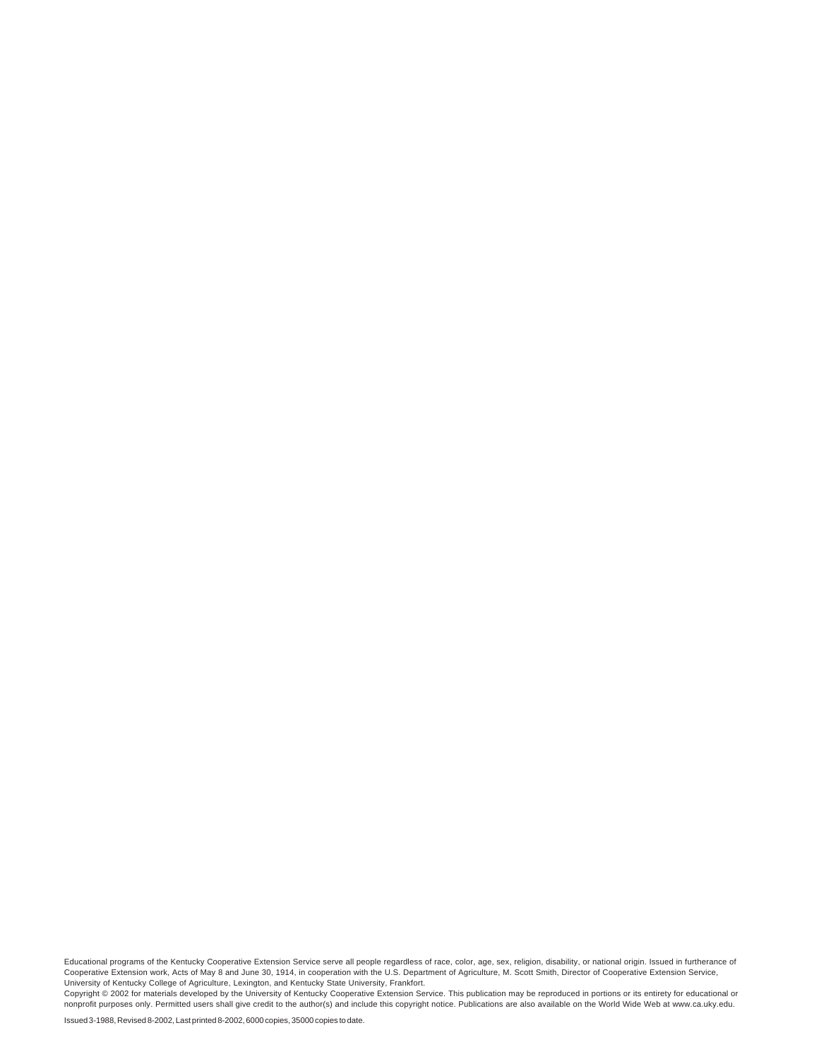Educational programs of the Kentucky Cooperative Extension Service serve all people regardless of race, color, age, sex, religion, disability, or national origin. Issued in furtherance of Cooperative Extension work, Acts of May 8 and June 30, 1914, in cooperation with the U.S. Department of Agriculture, M. Scott Smith, Director of Cooperative Extension Service, University of Kentucky College of Agriculture, Lexington, and Kentucky State University, Frankfort.

Copyright © 2002 for materials developed by the University of Kentucky Cooperative Extension Service. This publication may be reproduced in portions or its entirety for educational or nonprofit purposes only. Permitted users shall give credit to the author(s) and include this copyright notice. Publications are also available on the World Wide Web at www.ca.uky.edu.

Issued 3-1988, Revised 8-2002, Last printed 8-2002, 6000 copies, 35000 copies to date.